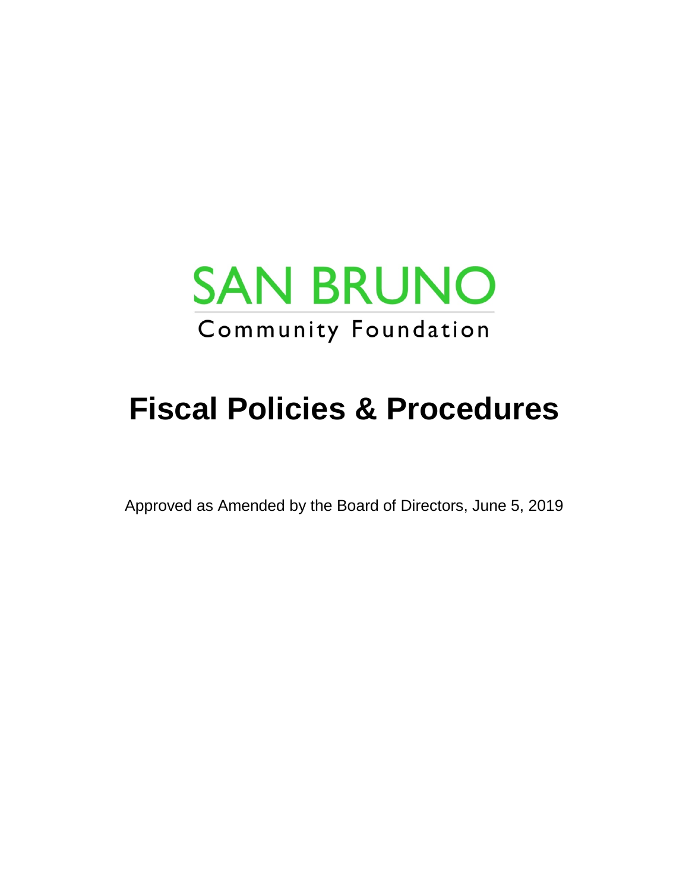SAN BRUNO

Community Foundation

# Fiscal Policies & Procedures

Approved as Amended by the Board of Directors, June 5, 2019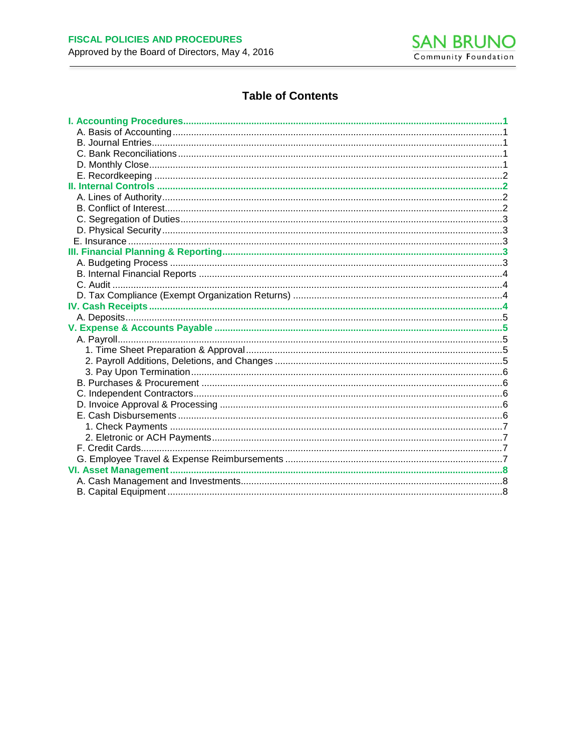# Table of Contents

**I. Accounting Procedures** ..... **1**
- A. Basis of Accounting ..... 1
- B. Journal Entries ..... 1
- C. Bank Reconciliations ..... 1
- D. Monthly Close ..... 1
- E. Recordkeeping ..... 2

**II. Internal Controls** ..... **2**
- A. Lines of Authority ..... 2
- B. Conflict of Interest ..... 2
- C. Segregation of Duties ..... 3
- D. Physical Security ..... 3
- E. Insurance ..... 3

**III. Financial Planning & Reporting** ..... **3**
- A. Budgeting Process ..... 3
- B. Internal Financial Reports ..... 4
- C. Audit ..... 4
- D. Tax Compliance (Exempt Organization Returns) ..... 4

**IV. Cash Receipts** ..... **4**
- A. Deposits ..... 5

**V. Expense & Accounts Payable** ..... **5**
- A. Payroll ..... 5
  - 1. Time Sheet Preparation & Approval ..... 5
  - 2. Payroll Additions, Deletions, and Changes ..... 5
  - 3. Pay Upon Termination ..... 6
- B. Purchases & Procurement ..... 6
- C. Independent Contractors ..... 6
- D. Invoice Approval & Processing ..... 6
- E. Cash Disbursements ..... 6
  - 1. Check Payments ..... 7
  - 2. Eletronic or ACH Payments ..... 7
- F. Credit Cards ..... 7
- G. Employee Travel & Expense Reimbursements ..... 7

**VI. Asset Management** ..... **8**
- A. Cash Management and Investments ..... 8
- B. Capital Equipment ..... 8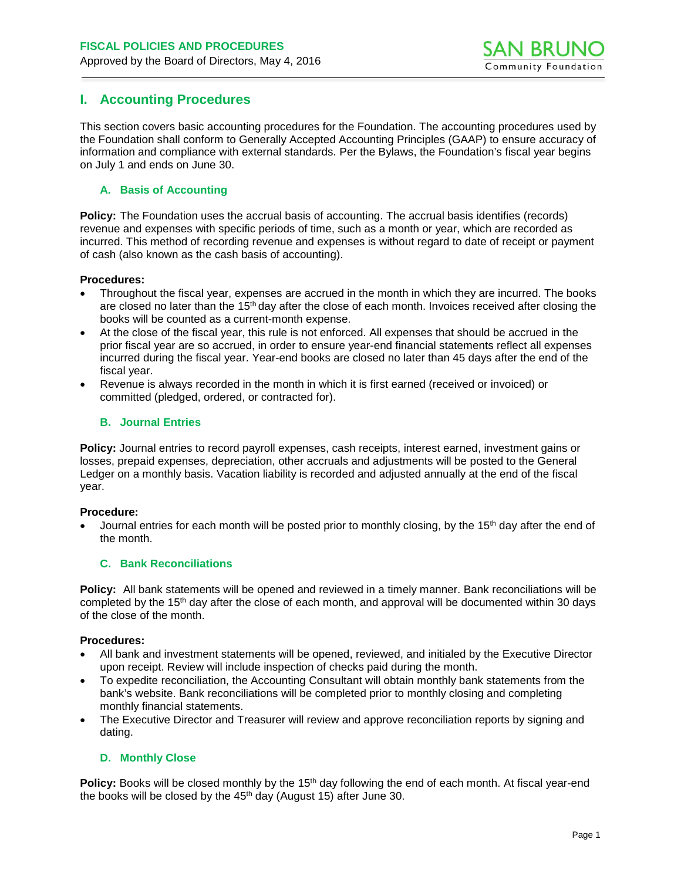## I. Accounting Procedures

This section covers basic accounting procedures for the Foundation. The accounting procedures used by the Foundation shall conform to Generally Accepted Accounting Principles (GAAP) to ensure accuracy of information and compliance with external standards. Per the Bylaws, the Foundation's fiscal year begins on July 1 and ends on June 30.

### A. Basis of Accounting

**Policy:** The Foundation uses the accrual basis of accounting. The accrual basis identifies (records) revenue and expenses with specific periods of time, such as a month or year, which are recorded as incurred. This method of recording revenue and expenses is without regard to date of receipt or payment of cash (also known as the cash basis of accounting).

**Procedures:**

- Throughout the fiscal year, expenses are accrued in the month in which they are incurred. The books are closed no later than the 15th day after the close of each month. Invoices received after closing the books will be counted as a current-month expense.
- At the close of the fiscal year, this rule is not enforced. All expenses that should be accrued in the prior fiscal year are so accrued, in order to ensure year-end financial statements reflect all expenses incurred during the fiscal year. Year-end books are closed no later than 45 days after the end of the fiscal year.
- Revenue is always recorded in the month in which it is first earned (received or invoiced) or committed (pledged, ordered, or contracted for).

### B. Journal Entries

**Policy:** Journal entries to record payroll expenses, cash receipts, interest earned, investment gains or losses, prepaid expenses, depreciation, other accruals and adjustments will be posted to the General Ledger on a monthly basis. Vacation liability is recorded and adjusted annually at the end of the fiscal year.

**Procedure:**

- Journal entries for each month will be posted prior to monthly closing, by the 15th day after the end of the month.

### C. Bank Reconciliations

**Policy:** All bank statements will be opened and reviewed in a timely manner. Bank reconciliations will be completed by the 15th day after the close of each month, and approval will be documented within 30 days of the close of the month.

**Procedures:**

- All bank and investment statements will be opened, reviewed, and initialed by the Executive Director upon receipt. Review will include inspection of checks paid during the month.
- To expedite reconciliation, the Accounting Consultant will obtain monthly bank statements from the bank's website. Bank reconciliations will be completed prior to monthly closing and completing monthly financial statements.
- The Executive Director and Treasurer will review and approve reconciliation reports by signing and dating.

### D. Monthly Close

**Policy:** Books will be closed monthly by the 15th day following the end of each month. At fiscal year-end the books will be closed by the 45th day (August 15) after June 30.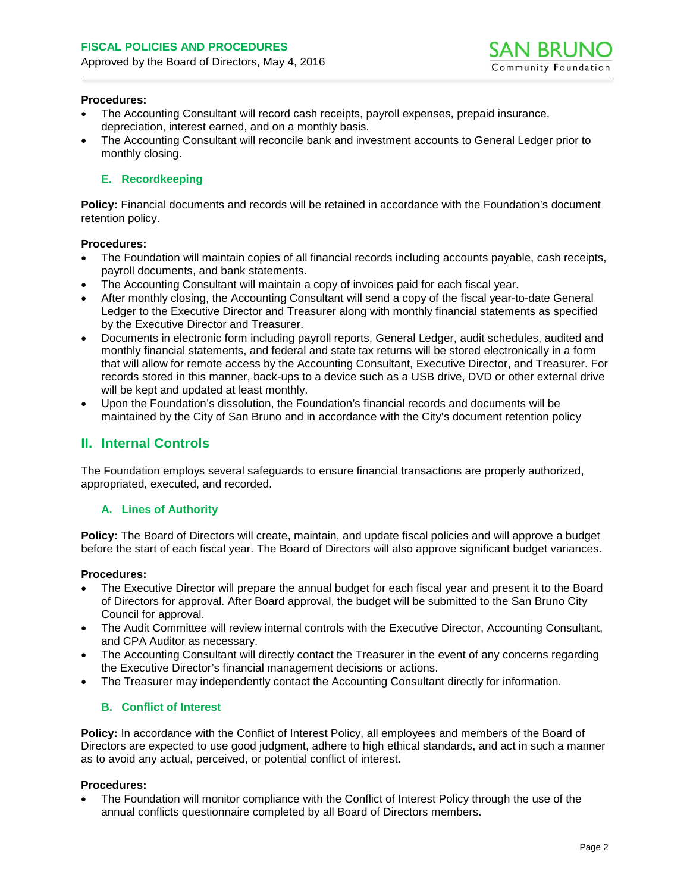**Procedures:**

- The Accounting Consultant will record cash receipts, payroll expenses, prepaid insurance, depreciation, interest earned, and on a monthly basis.
- The Accounting Consultant will reconcile bank and investment accounts to General Ledger prior to monthly closing.

### E. Recordkeeping

**Policy:** Financial documents and records will be retained in accordance with the Foundation's document retention policy.

**Procedures:**

- The Foundation will maintain copies of all financial records including accounts payable, cash receipts, payroll documents, and bank statements.
- The Accounting Consultant will maintain a copy of invoices paid for each fiscal year.
- After monthly closing, the Accounting Consultant will send a copy of the fiscal year-to-date General Ledger to the Executive Director and Treasurer along with monthly financial statements as specified by the Executive Director and Treasurer.
- Documents in electronic form including payroll reports, General Ledger, audit schedules, audited and monthly financial statements, and federal and state tax returns will be stored electronically in a form that will allow for remote access by the Accounting Consultant, Executive Director, and Treasurer. For records stored in this manner, back-ups to a device such as a USB drive, DVD or other external drive will be kept and updated at least monthly.
- Upon the Foundation's dissolution, the Foundation's financial records and documents will be maintained by the City of San Bruno and in accordance with the City's document retention policy

## II. Internal Controls

The Foundation employs several safeguards to ensure financial transactions are properly authorized, appropriated, executed, and recorded.

### A. Lines of Authority

**Policy:** The Board of Directors will create, maintain, and update fiscal policies and will approve a budget before the start of each fiscal year. The Board of Directors will also approve significant budget variances.

**Procedures:**

- The Executive Director will prepare the annual budget for each fiscal year and present it to the Board of Directors for approval. After Board approval, the budget will be submitted to the San Bruno City Council for approval.
- The Audit Committee will review internal controls with the Executive Director, Accounting Consultant, and CPA Auditor as necessary.
- The Accounting Consultant will directly contact the Treasurer in the event of any concerns regarding the Executive Director's financial management decisions or actions.
- The Treasurer may independently contact the Accounting Consultant directly for information.

### B. Conflict of Interest

**Policy:** In accordance with the Conflict of Interest Policy, all employees and members of the Board of Directors are expected to use good judgment, adhere to high ethical standards, and act in such a manner as to avoid any actual, perceived, or potential conflict of interest.

**Procedures:**

- The Foundation will monitor compliance with the Conflict of Interest Policy through the use of the annual conflicts questionnaire completed by all Board of Directors members.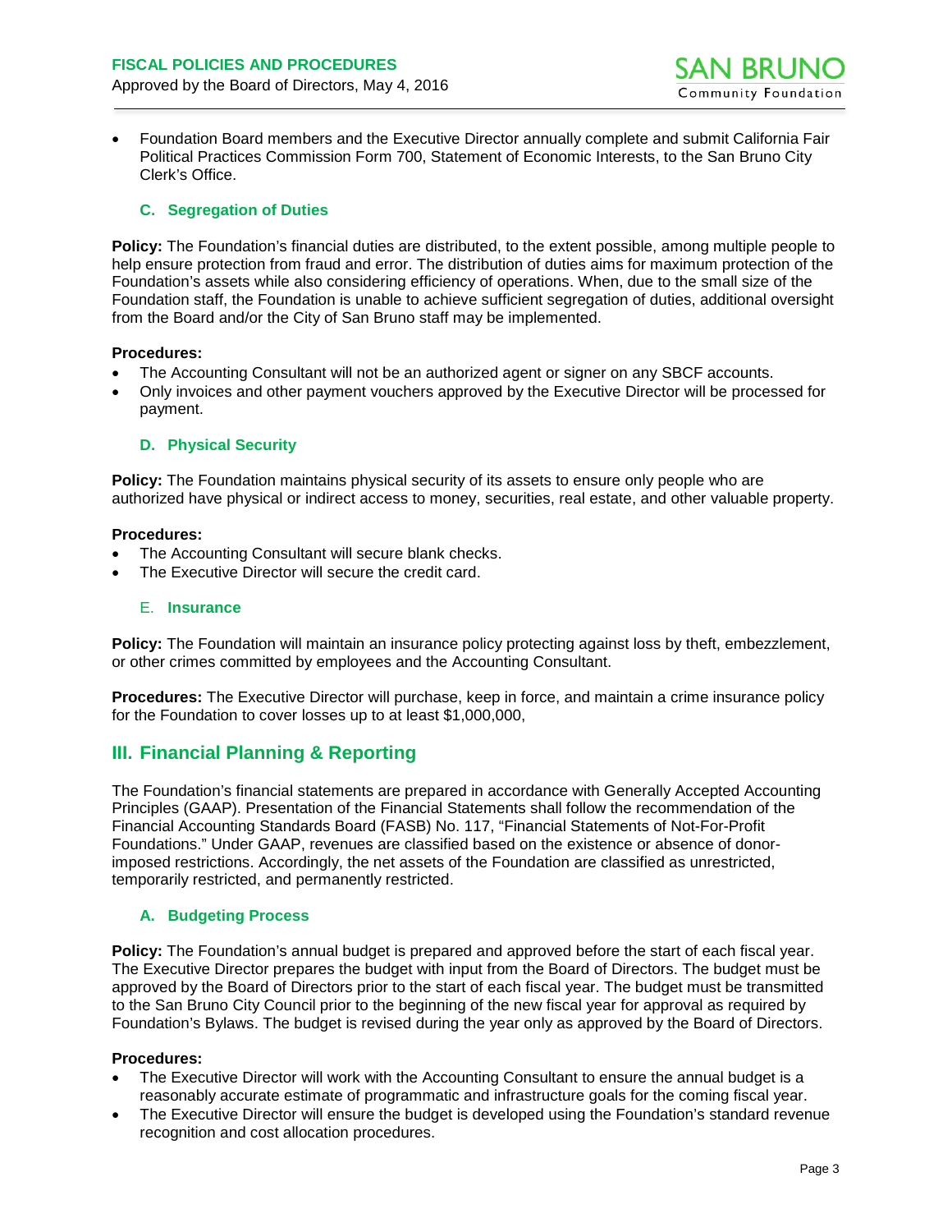- Foundation Board members and the Executive Director annually complete and submit California Fair Political Practices Commission Form 700, Statement of Economic Interests, to the San Bruno City Clerk's Office.

### C. Segregation of Duties

**Policy:** The Foundation's financial duties are distributed, to the extent possible, among multiple people to help ensure protection from fraud and error. The distribution of duties aims for maximum protection of the Foundation's assets while also considering efficiency of operations. When, due to the small size of the Foundation staff, the Foundation is unable to achieve sufficient segregation of duties, additional oversight from the Board and/or the City of San Bruno staff may be implemented.

**Procedures:**

- The Accounting Consultant will not be an authorized agent or signer on any SBCF accounts.
- Only invoices and other payment vouchers approved by the Executive Director will be processed for payment.

### D. Physical Security

**Policy:** The Foundation maintains physical security of its assets to ensure only people who are authorized have physical or indirect access to money, securities, real estate, and other valuable property.

**Procedures:**

- The Accounting Consultant will secure blank checks.
- The Executive Director will secure the credit card.

### E. Insurance

**Policy:** The Foundation will maintain an insurance policy protecting against loss by theft, embezzlement, or other crimes committed by employees and the Accounting Consultant.

**Procedures:** The Executive Director will purchase, keep in force, and maintain a crime insurance policy for the Foundation to cover losses up to at least $1,000,000,

## III. Financial Planning & Reporting

The Foundation's financial statements are prepared in accordance with Generally Accepted Accounting Principles (GAAP). Presentation of the Financial Statements shall follow the recommendation of the Financial Accounting Standards Board (FASB) No. 117, "Financial Statements of Not-For-Profit Foundations." Under GAAP, revenues are classified based on the existence or absence of donor-imposed restrictions. Accordingly, the net assets of the Foundation are classified as unrestricted, temporarily restricted, and permanently restricted.

### A. Budgeting Process

**Policy:** The Foundation's annual budget is prepared and approved before the start of each fiscal year. The Executive Director prepares the budget with input from the Board of Directors. The budget must be approved by the Board of Directors prior to the start of each fiscal year. The budget must be transmitted to the San Bruno City Council prior to the beginning of the new fiscal year for approval as required by Foundation's Bylaws. The budget is revised during the year only as approved by the Board of Directors.

**Procedures:**

- The Executive Director will work with the Accounting Consultant to ensure the annual budget is a reasonably accurate estimate of programmatic and infrastructure goals for the coming fiscal year.
- The Executive Director will ensure the budget is developed using the Foundation's standard revenue recognition and cost allocation procedures.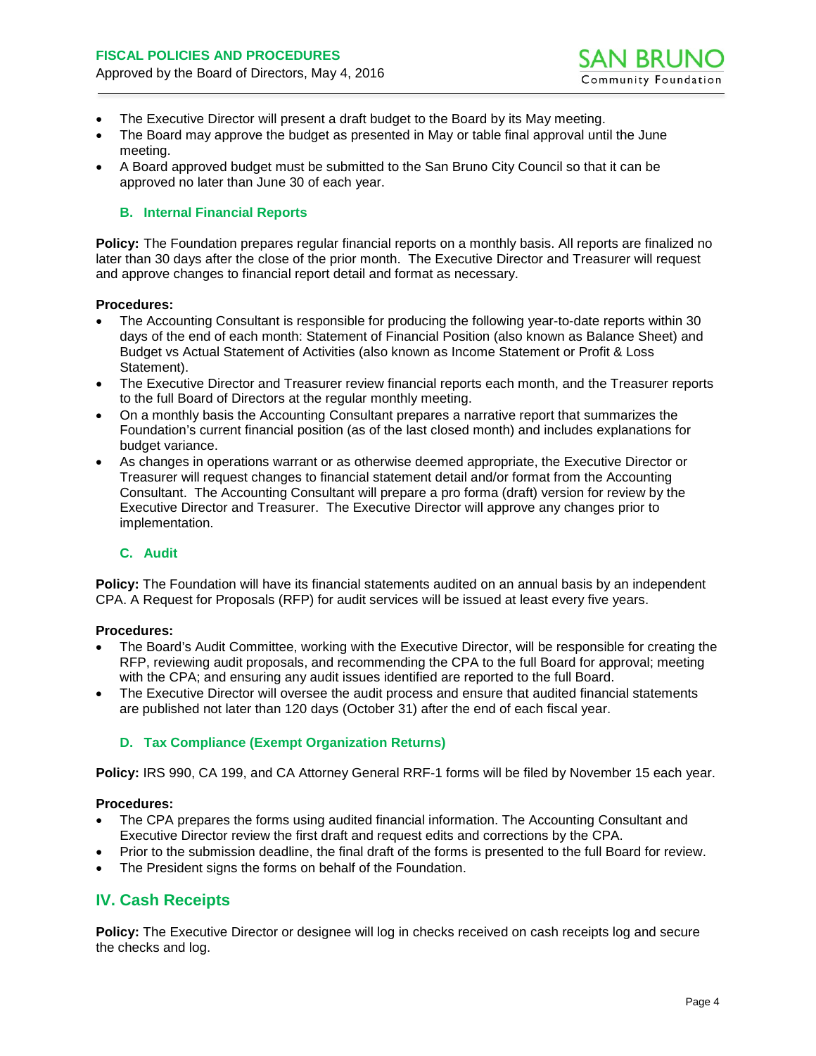- The Executive Director will present a draft budget to the Board by its May meeting.
- The Board may approve the budget as presented in May or table final approval until the June meeting.
- A Board approved budget must be submitted to the San Bruno City Council so that it can be approved no later than June 30 of each year.

### B. Internal Financial Reports

**Policy:** The Foundation prepares regular financial reports on a monthly basis. All reports are finalized no later than 30 days after the close of the prior month. The Executive Director and Treasurer will request and approve changes to financial report detail and format as necessary.

**Procedures:**

- The Accounting Consultant is responsible for producing the following year-to-date reports within 30 days of the end of each month: Statement of Financial Position (also known as Balance Sheet) and Budget vs Actual Statement of Activities (also known as Income Statement or Profit & Loss Statement).
- The Executive Director and Treasurer review financial reports each month, and the Treasurer reports to the full Board of Directors at the regular monthly meeting.
- On a monthly basis the Accounting Consultant prepares a narrative report that summarizes the Foundation's current financial position (as of the last closed month) and includes explanations for budget variance.
- As changes in operations warrant or as otherwise deemed appropriate, the Executive Director or Treasurer will request changes to financial statement detail and/or format from the Accounting Consultant. The Accounting Consultant will prepare a pro forma (draft) version for review by the Executive Director and Treasurer. The Executive Director will approve any changes prior to implementation.

### C. Audit

**Policy:** The Foundation will have its financial statements audited on an annual basis by an independent CPA. A Request for Proposals (RFP) for audit services will be issued at least every five years.

**Procedures:**

- The Board's Audit Committee, working with the Executive Director, will be responsible for creating the RFP, reviewing audit proposals, and recommending the CPA to the full Board for approval; meeting with the CPA; and ensuring any audit issues identified are reported to the full Board.
- The Executive Director will oversee the audit process and ensure that audited financial statements are published not later than 120 days (October 31) after the end of each fiscal year.

### D. Tax Compliance (Exempt Organization Returns)

**Policy:** IRS 990, CA 199, and CA Attorney General RRF-1 forms will be filed by November 15 each year.

**Procedures:**

- The CPA prepares the forms using audited financial information. The Accounting Consultant and Executive Director review the first draft and request edits and corrections by the CPA.
- Prior to the submission deadline, the final draft of the forms is presented to the full Board for review.
- The President signs the forms on behalf of the Foundation.

## IV. Cash Receipts

**Policy:** The Executive Director or designee will log in checks received on cash receipts log and secure the checks and log.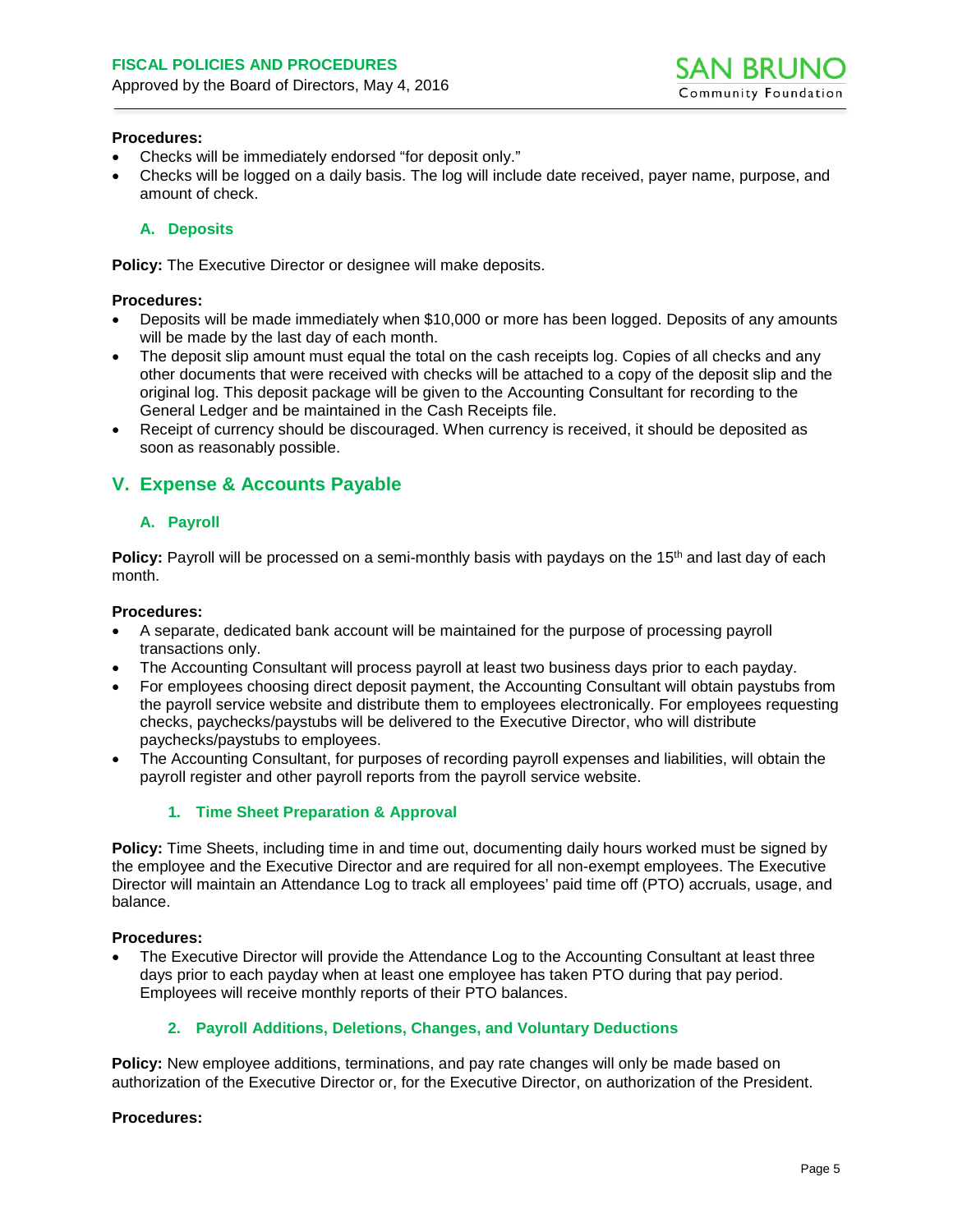**Procedures:**

- Checks will be immediately endorsed "for deposit only."
- Checks will be logged on a daily basis. The log will include date received, payer name, purpose, and amount of check.

### A. Deposits

**Policy:** The Executive Director or designee will make deposits.

**Procedures:**

- Deposits will be made immediately when $10,000 or more has been logged. Deposits of any amounts will be made by the last day of each month.
- The deposit slip amount must equal the total on the cash receipts log. Copies of all checks and any other documents that were received with checks will be attached to a copy of the deposit slip and the original log. This deposit package will be given to the Accounting Consultant for recording to the General Ledger and be maintained in the Cash Receipts file.
- Receipt of currency should be discouraged. When currency is received, it should be deposited as soon as reasonably possible.

## V. Expense & Accounts Payable

### A. Payroll

**Policy:** Payroll will be processed on a semi-monthly basis with paydays on the 15th and last day of each month.

**Procedures:**

- A separate, dedicated bank account will be maintained for the purpose of processing payroll transactions only.
- The Accounting Consultant will process payroll at least two business days prior to each payday.
- For employees choosing direct deposit payment, the Accounting Consultant will obtain paystubs from the payroll service website and distribute them to employees electronically. For employees requesting checks, paychecks/paystubs will be delivered to the Executive Director, who will distribute paychecks/paystubs to employees.
- The Accounting Consultant, for purposes of recording payroll expenses and liabilities, will obtain the payroll register and other payroll reports from the payroll service website.

#### 1. Time Sheet Preparation & Approval

**Policy:** Time Sheets, including time in and time out, documenting daily hours worked must be signed by the employee and the Executive Director and are required for all non-exempt employees. The Executive Director will maintain an Attendance Log to track all employees' paid time off (PTO) accruals, usage, and balance.

**Procedures:**

- The Executive Director will provide the Attendance Log to the Accounting Consultant at least three days prior to each payday when at least one employee has taken PTO during that pay period. Employees will receive monthly reports of their PTO balances.

#### 2. Payroll Additions, Deletions, Changes, and Voluntary Deductions

**Policy:** New employee additions, terminations, and pay rate changes will only be made based on authorization of the Executive Director or, for the Executive Director, on authorization of the President.

**Procedures:**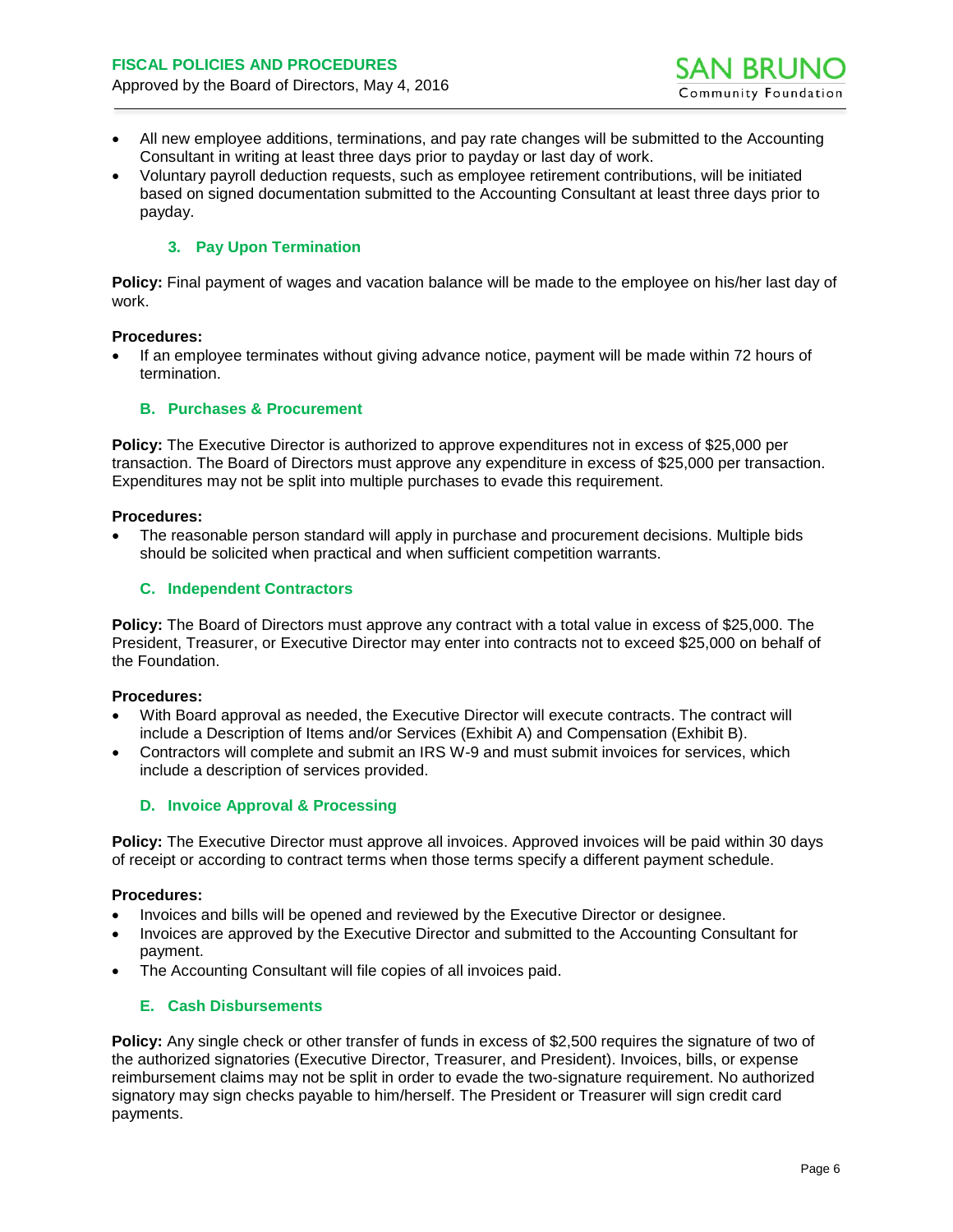- All new employee additions, terminations, and pay rate changes will be submitted to the Accounting Consultant in writing at least three days prior to payday or last day of work.
- Voluntary payroll deduction requests, such as employee retirement contributions, will be initiated based on signed documentation submitted to the Accounting Consultant at least three days prior to payday.

### 3. Pay Upon Termination

**Policy:** Final payment of wages and vacation balance will be made to the employee on his/her last day of work.

**Procedures:**

- If an employee terminates without giving advance notice, payment will be made within 72 hours of termination.

## B. Purchases & Procurement

**Policy:** The Executive Director is authorized to approve expenditures not in excess of $25,000 per transaction. The Board of Directors must approve any expenditure in excess of $25,000 per transaction. Expenditures may not be split into multiple purchases to evade this requirement.

**Procedures:**

- The reasonable person standard will apply in purchase and procurement decisions. Multiple bids should be solicited when practical and when sufficient competition warrants.

## C. Independent Contractors

**Policy:** The Board of Directors must approve any contract with a total value in excess of $25,000. The President, Treasurer, or Executive Director may enter into contracts not to exceed $25,000 on behalf of the Foundation.

**Procedures:**

- With Board approval as needed, the Executive Director will execute contracts. The contract will include a Description of Items and/or Services (Exhibit A) and Compensation (Exhibit B).
- Contractors will complete and submit an IRS W-9 and must submit invoices for services, which include a description of services provided.

## D. Invoice Approval & Processing

**Policy:** The Executive Director must approve all invoices. Approved invoices will be paid within 30 days of receipt or according to contract terms when those terms specify a different payment schedule.

**Procedures:**

- Invoices and bills will be opened and reviewed by the Executive Director or designee.
- Invoices are approved by the Executive Director and submitted to the Accounting Consultant for payment.
- The Accounting Consultant will file copies of all invoices paid.

## E. Cash Disbursements

**Policy:** Any single check or other transfer of funds in excess of $2,500 requires the signature of two of the authorized signatories (Executive Director, Treasurer, and President). Invoices, bills, or expense reimbursement claims may not be split in order to evade the two-signature requirement. No authorized signatory may sign checks payable to him/herself. The President or Treasurer will sign credit card payments.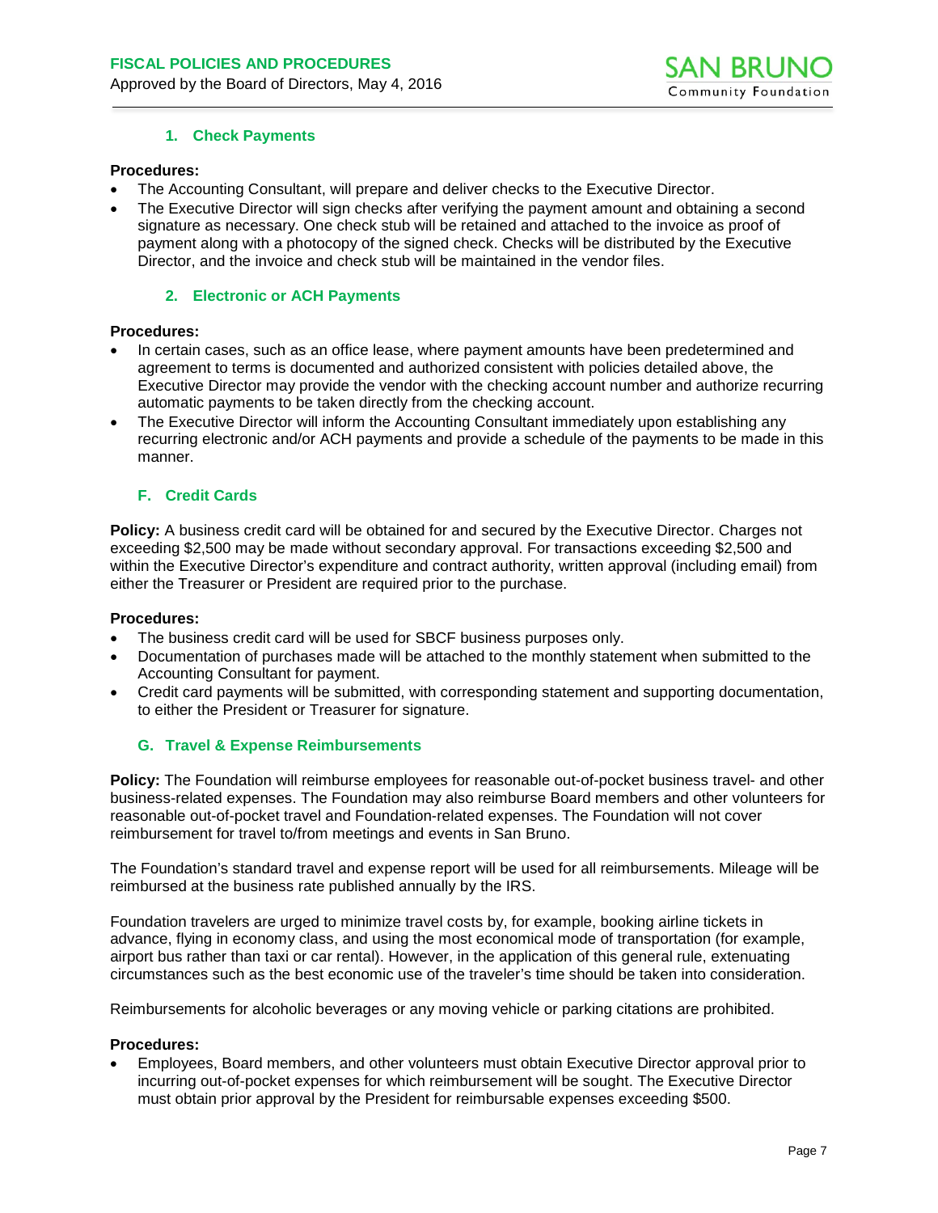### 1. Check Payments

**Procedures:**

- The Accounting Consultant, will prepare and deliver checks to the Executive Director.
- The Executive Director will sign checks after verifying the payment amount and obtaining a second signature as necessary. One check stub will be retained and attached to the invoice as proof of payment along with a photocopy of the signed check. Checks will be distributed by the Executive Director, and the invoice and check stub will be maintained in the vendor files.

### 2. Electronic or ACH Payments

**Procedures:**

- In certain cases, such as an office lease, where payment amounts have been predetermined and agreement to terms is documented and authorized consistent with policies detailed above, the Executive Director may provide the vendor with the checking account number and authorize recurring automatic payments to be taken directly from the checking account.
- The Executive Director will inform the Accounting Consultant immediately upon establishing any recurring electronic and/or ACH payments and provide a schedule of the payments to be made in this manner.

## F. Credit Cards

**Policy:** A business credit card will be obtained for and secured by the Executive Director. Charges not exceeding $2,500 may be made without secondary approval. For transactions exceeding $2,500 and within the Executive Director's expenditure and contract authority, written approval (including email) from either the Treasurer or President are required prior to the purchase.

**Procedures:**

- The business credit card will be used for SBCF business purposes only.
- Documentation of purchases made will be attached to the monthly statement when submitted to the Accounting Consultant for payment.
- Credit card payments will be submitted, with corresponding statement and supporting documentation, to either the President or Treasurer for signature.

## G. Travel & Expense Reimbursements

**Policy:** The Foundation will reimburse employees for reasonable out-of-pocket business travel- and other business-related expenses. The Foundation may also reimburse Board members and other volunteers for reasonable out-of-pocket travel and Foundation-related expenses. The Foundation will not cover reimbursement for travel to/from meetings and events in San Bruno.

The Foundation's standard travel and expense report will be used for all reimbursements. Mileage will be reimbursed at the business rate published annually by the IRS.

Foundation travelers are urged to minimize travel costs by, for example, booking airline tickets in advance, flying in economy class, and using the most economical mode of transportation (for example, airport bus rather than taxi or car rental). However, in the application of this general rule, extenuating circumstances such as the best economic use of the traveler's time should be taken into consideration.

Reimbursements for alcoholic beverages or any moving vehicle or parking citations are prohibited.

**Procedures:**

- Employees, Board members, and other volunteers must obtain Executive Director approval prior to incurring out-of-pocket expenses for which reimbursement will be sought. The Executive Director must obtain prior approval by the President for reimbursable expenses exceeding $500.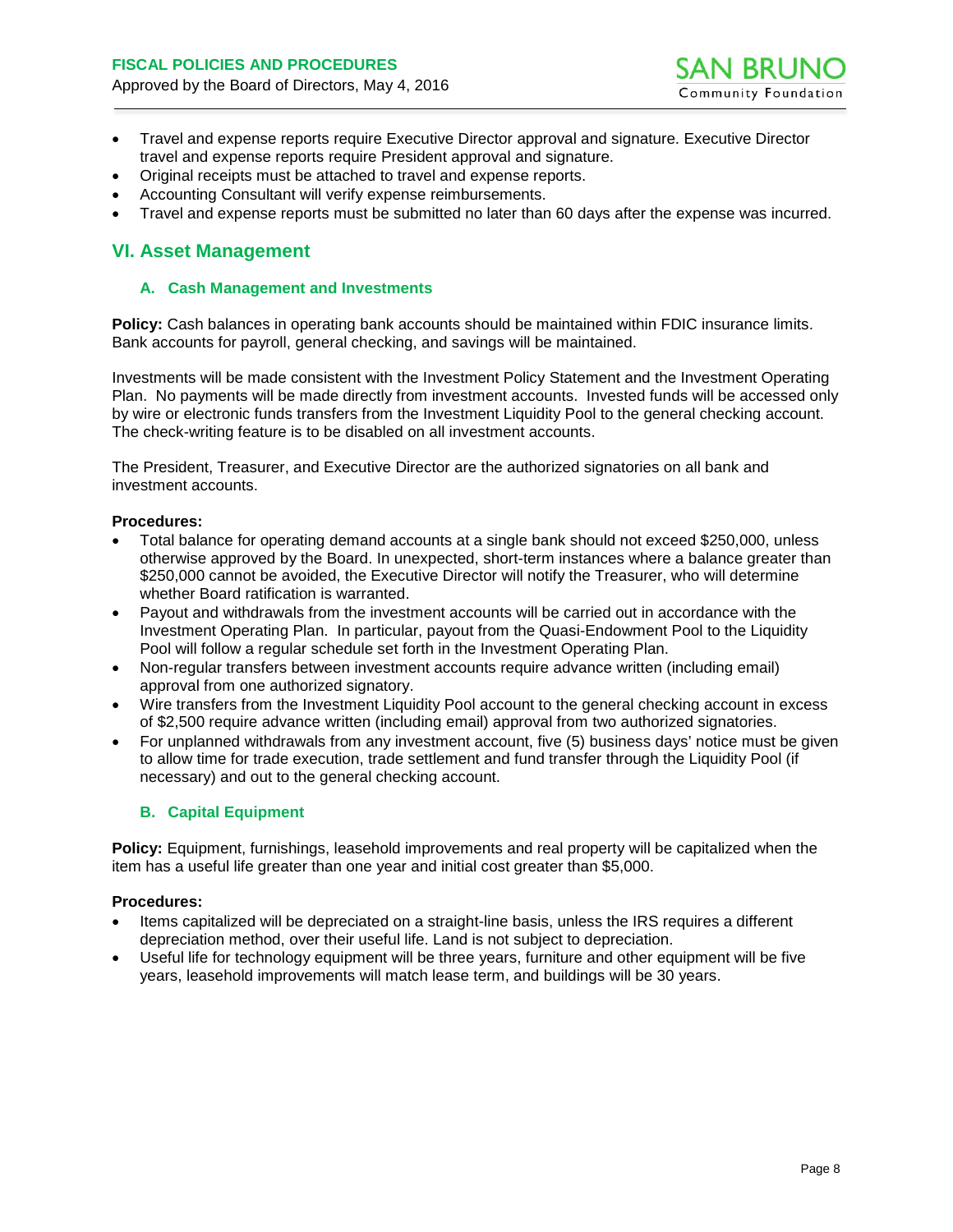- Travel and expense reports require Executive Director approval and signature. Executive Director travel and expense reports require President approval and signature.
- Original receipts must be attached to travel and expense reports.
- Accounting Consultant will verify expense reimbursements.
- Travel and expense reports must be submitted no later than 60 days after the expense was incurred.

## VI. Asset Management

### A. Cash Management and Investments

**Policy:** Cash balances in operating bank accounts should be maintained within FDIC insurance limits. Bank accounts for payroll, general checking, and savings will be maintained.

Investments will be made consistent with the Investment Policy Statement and the Investment Operating Plan. No payments will be made directly from investment accounts. Invested funds will be accessed only by wire or electronic funds transfers from the Investment Liquidity Pool to the general checking account. The check-writing feature is to be disabled on all investment accounts.

The President, Treasurer, and Executive Director are the authorized signatories on all bank and investment accounts.

**Procedures:**

- Total balance for operating demand accounts at a single bank should not exceed $250,000, unless otherwise approved by the Board. In unexpected, short-term instances where a balance greater than $250,000 cannot be avoided, the Executive Director will notify the Treasurer, who will determine whether Board ratification is warranted.
- Payout and withdrawals from the investment accounts will be carried out in accordance with the Investment Operating Plan. In particular, payout from the Quasi-Endowment Pool to the Liquidity Pool will follow a regular schedule set forth in the Investment Operating Plan.
- Non-regular transfers between investment accounts require advance written (including email) approval from one authorized signatory.
- Wire transfers from the Investment Liquidity Pool account to the general checking account in excess of $2,500 require advance written (including email) approval from two authorized signatories.
- For unplanned withdrawals from any investment account, five (5) business days' notice must be given to allow time for trade execution, trade settlement and fund transfer through the Liquidity Pool (if necessary) and out to the general checking account.

### B. Capital Equipment

**Policy:** Equipment, furnishings, leasehold improvements and real property will be capitalized when the item has a useful life greater than one year and initial cost greater than $5,000.

**Procedures:**

- Items capitalized will be depreciated on a straight-line basis, unless the IRS requires a different depreciation method, over their useful life. Land is not subject to depreciation.
- Useful life for technology equipment will be three years, furniture and other equipment will be five years, leasehold improvements will match lease term, and buildings will be 30 years.